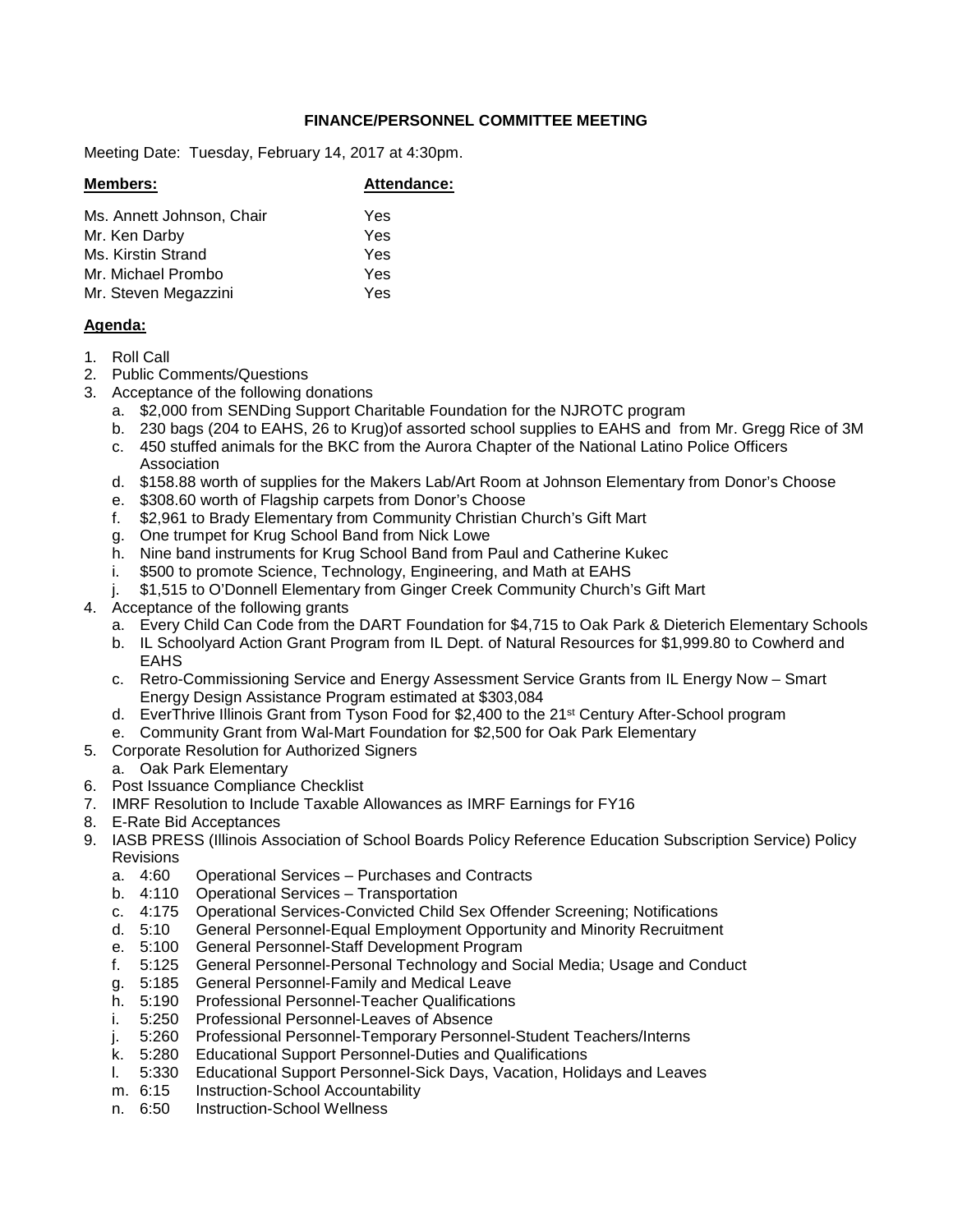**FINANCE/PERSONNEL COMMITTEE MEETING**

Meeting Date: Tuesday, February 14, 2017 at 4:30pm.

| **Members:** | **Attendance:** |
|---|---|
| Ms. Annett Johnson, Chair | Yes |
| Mr. Ken Darby | Yes |
| Ms. Kirstin Strand | Yes |
| Mr. Michael Prombo | Yes |
| Mr. Steven Megazzini | Yes |

**Agenda:**

1. Roll Call
2. Public Comments/Questions
3. Acceptance of the following donations
   a. $2,000 from SENDing Support Charitable Foundation for the NJROTC program
   b. 230 bags (204 to EAHS, 26 to Krug)of assorted school supplies to EAHS and from Mr. Gregg Rice of 3M
   c. 450 stuffed animals for the BKC from the Aurora Chapter of the National Latino Police Officers Association
   d. $158.88 worth of supplies for the Makers Lab/Art Room at Johnson Elementary from Donor's Choose
   e. $308.60 worth of Flagship carpets from Donor's Choose
   f. $2,961 to Brady Elementary from Community Christian Church's Gift Mart
   g. One trumpet for Krug School Band from Nick Lowe
   h. Nine band instruments for Krug School Band from Paul and Catherine Kukec
   i. $500 to promote Science, Technology, Engineering, and Math at EAHS
   j. $1,515 to O'Donnell Elementary from Ginger Creek Community Church's Gift Mart
4. Acceptance of the following grants
   a. Every Child Can Code from the DART Foundation for $4,715 to Oak Park & Dieterich Elementary Schools
   b. IL Schoolyard Action Grant Program from IL Dept. of Natural Resources for $1,999.80 to Cowherd and EAHS
   c. Retro-Commissioning Service and Energy Assessment Service Grants from IL Energy Now – Smart Energy Design Assistance Program estimated at $303,084
   d. EverThrive Illinois Grant from Tyson Food for $2,400 to the 21st Century After-School program
   e. Community Grant from Wal-Mart Foundation for $2,500 for Oak Park Elementary
5. Corporate Resolution for Authorized Signers
   a. Oak Park Elementary
6. Post Issuance Compliance Checklist
7. IMRF Resolution to Include Taxable Allowances as IMRF Earnings for FY16
8. E-Rate Bid Acceptances
9. IASB PRESS (Illinois Association of School Boards Policy Reference Education Subscription Service) Policy Revisions
   a. 4:60 Operational Services – Purchases and Contracts
   b. 4:110 Operational Services – Transportation
   c. 4:175 Operational Services-Convicted Child Sex Offender Screening; Notifications
   d. 5:10 General Personnel-Equal Employment Opportunity and Minority Recruitment
   e. 5:100 General Personnel-Staff Development Program
   f. 5:125 General Personnel-Personal Technology and Social Media; Usage and Conduct
   g. 5:185 General Personnel-Family and Medical Leave
   h. 5:190 Professional Personnel-Teacher Qualifications
   i. 5:250 Professional Personnel-Leaves of Absence
   j. 5:260 Professional Personnel-Temporary Personnel-Student Teachers/Interns
   k. 5:280 Educational Support Personnel-Duties and Qualifications
   l. 5:330 Educational Support Personnel-Sick Days, Vacation, Holidays and Leaves
   m. 6:15 Instruction-School Accountability
   n. 6:50 Instruction-School Wellness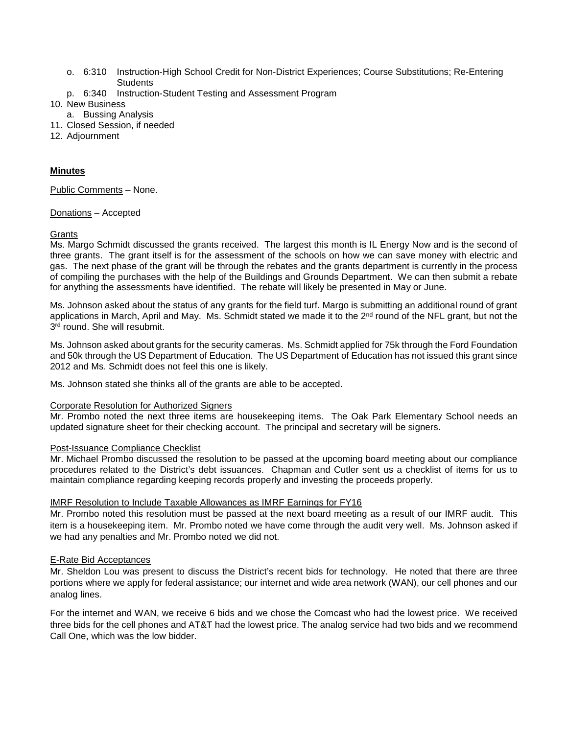o. 6:310 Instruction-High School Credit for Non-District Experiences; Course Substitutions; Re-Entering Students
   p. 6:340 Instruction-Student Testing and Assessment Program
10. New Business
    a. Bussing Analysis
11. Closed Session, if needed
12. Adjournment

**Minutes**

Public Comments – None.

Donations – Accepted

Grants
Ms. Margo Schmidt discussed the grants received. The largest this month is IL Energy Now and is the second of three grants. The grant itself is for the assessment of the schools on how we can save money with electric and gas. The next phase of the grant will be through the rebates and the grants department is currently in the process of compiling the purchases with the help of the Buildings and Grounds Department. We can then submit a rebate for anything the assessments have identified. The rebate will likely be presented in May or June.

Ms. Johnson asked about the status of any grants for the field turf. Margo is submitting an additional round of grant applications in March, April and May. Ms. Schmidt stated we made it to the 2nd round of the NFL grant, but not the 3rd round. She will resubmit.

Ms. Johnson asked about grants for the security cameras. Ms. Schmidt applied for 75k through the Ford Foundation and 50k through the US Department of Education. The US Department of Education has not issued this grant since 2012 and Ms. Schmidt does not feel this one is likely.

Ms. Johnson stated she thinks all of the grants are able to be accepted.

Corporate Resolution for Authorized Signers
Mr. Prombo noted the next three items are housekeeping items. The Oak Park Elementary School needs an updated signature sheet for their checking account. The principal and secretary will be signers.

Post-Issuance Compliance Checklist
Mr. Michael Prombo discussed the resolution to be passed at the upcoming board meeting about our compliance procedures related to the District's debt issuances. Chapman and Cutler sent us a checklist of items for us to maintain compliance regarding keeping records properly and investing the proceeds properly.

IMRF Resolution to Include Taxable Allowances as IMRF Earnings for FY16
Mr. Prombo noted this resolution must be passed at the next board meeting as a result of our IMRF audit. This item is a housekeeping item. Mr. Prombo noted we have come through the audit very well. Ms. Johnson asked if we had any penalties and Mr. Prombo noted we did not.

E-Rate Bid Acceptances
Mr. Sheldon Lou was present to discuss the District's recent bids for technology. He noted that there are three portions where we apply for federal assistance; our internet and wide area network (WAN), our cell phones and our analog lines.

For the internet and WAN, we receive 6 bids and we chose the Comcast who had the lowest price. We received three bids for the cell phones and AT&T had the lowest price. The analog service had two bids and we recommend Call One, which was the low bidder.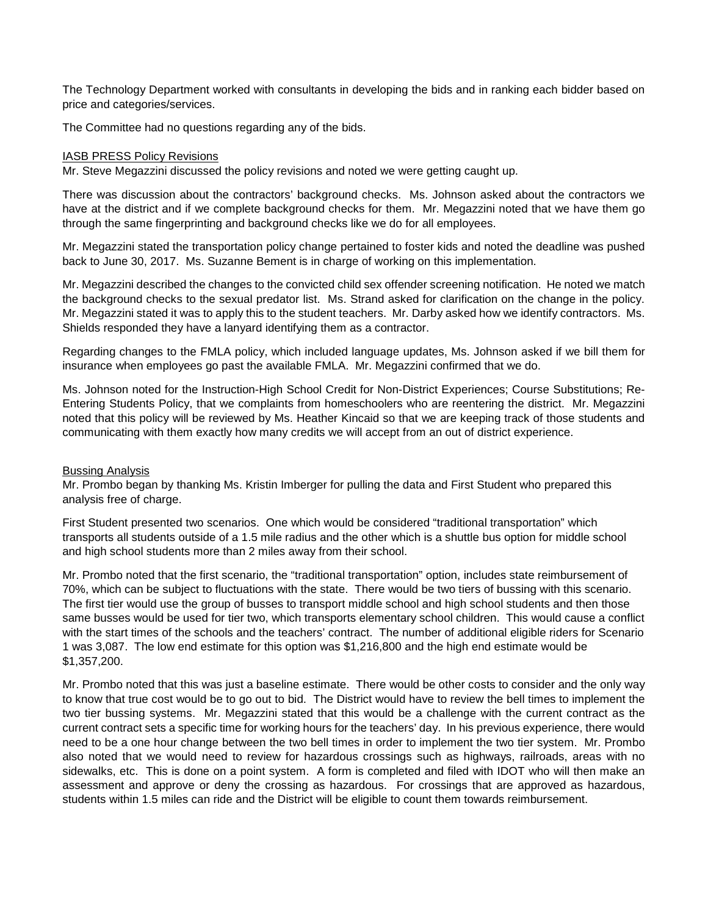The Technology Department worked with consultants in developing the bids and in ranking each bidder based on price and categories/services.

The Committee had no questions regarding any of the bids.

<u>IASB PRESS Policy Revisions</u>

Mr. Steve Megazzini discussed the policy revisions and noted we were getting caught up.

There was discussion about the contractors' background checks. Ms. Johnson asked about the contractors we have at the district and if we complete background checks for them. Mr. Megazzini noted that we have them go through the same fingerprinting and background checks like we do for all employees.

Mr. Megazzini stated the transportation policy change pertained to foster kids and noted the deadline was pushed back to June 30, 2017. Ms. Suzanne Bement is in charge of working on this implementation.

Mr. Megazzini described the changes to the convicted child sex offender screening notification. He noted we match the background checks to the sexual predator list. Ms. Strand asked for clarification on the change in the policy. Mr. Megazzini stated it was to apply this to the student teachers. Mr. Darby asked how we identify contractors. Ms. Shields responded they have a lanyard identifying them as a contractor.

Regarding changes to the FMLA policy, which included language updates, Ms. Johnson asked if we bill them for insurance when employees go past the available FMLA. Mr. Megazzini confirmed that we do.

Ms. Johnson noted for the Instruction-High School Credit for Non-District Experiences; Course Substitutions; Re-Entering Students Policy, that we complaints from homeschoolers who are reentering the district. Mr. Megazzini noted that this policy will be reviewed by Ms. Heather Kincaid so that we are keeping track of those students and communicating with them exactly how many credits we will accept from an out of district experience.

<u>Bussing Analysis</u>

Mr. Prombo began by thanking Ms. Kristin Imberger for pulling the data and First Student who prepared this analysis free of charge.

First Student presented two scenarios. One which would be considered "traditional transportation" which transports all students outside of a 1.5 mile radius and the other which is a shuttle bus option for middle school and high school students more than 2 miles away from their school.

Mr. Prombo noted that the first scenario, the "traditional transportation" option, includes state reimbursement of 70%, which can be subject to fluctuations with the state. There would be two tiers of bussing with this scenario. The first tier would use the group of busses to transport middle school and high school students and then those same busses would be used for tier two, which transports elementary school children. This would cause a conflict with the start times of the schools and the teachers' contract. The number of additional eligible riders for Scenario 1 was 3,087. The low end estimate for this option was $1,216,800 and the high end estimate would be $1,357,200.

Mr. Prombo noted that this was just a baseline estimate. There would be other costs to consider and the only way to know that true cost would be to go out to bid. The District would have to review the bell times to implement the two tier bussing systems. Mr. Megazzini stated that this would be a challenge with the current contract as the current contract sets a specific time for working hours for the teachers' day. In his previous experience, there would need to be a one hour change between the two bell times in order to implement the two tier system. Mr. Prombo also noted that we would need to review for hazardous crossings such as highways, railroads, areas with no sidewalks, etc. This is done on a point system. A form is completed and filed with IDOT who will then make an assessment and approve or deny the crossing as hazardous. For crossings that are approved as hazardous, students within 1.5 miles can ride and the District will be eligible to count them towards reimbursement.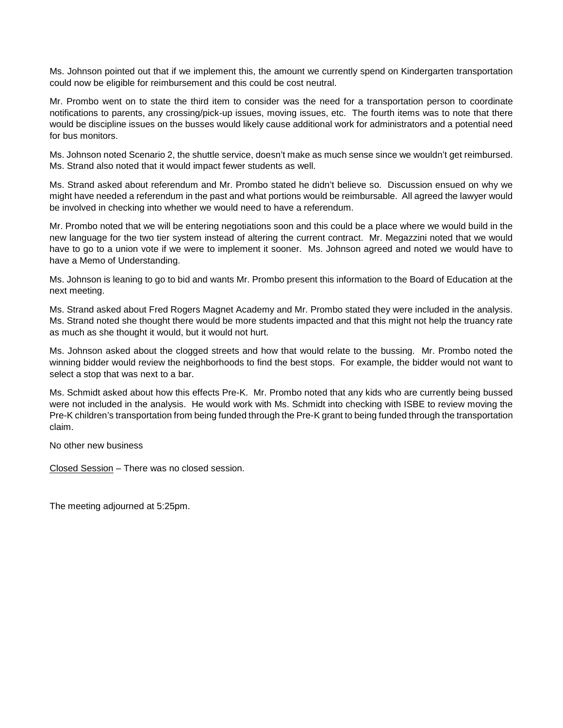Ms. Johnson pointed out that if we implement this, the amount we currently spend on Kindergarten transportation could now be eligible for reimbursement and this could be cost neutral.

Mr. Prombo went on to state the third item to consider was the need for a transportation person to coordinate notifications to parents, any crossing/pick-up issues, moving issues, etc. The fourth items was to note that there would be discipline issues on the busses would likely cause additional work for administrators and a potential need for bus monitors.

Ms. Johnson noted Scenario 2, the shuttle service, doesn't make as much sense since we wouldn't get reimbursed. Ms. Strand also noted that it would impact fewer students as well.

Ms. Strand asked about referendum and Mr. Prombo stated he didn't believe so. Discussion ensued on why we might have needed a referendum in the past and what portions would be reimbursable. All agreed the lawyer would be involved in checking into whether we would need to have a referendum.

Mr. Prombo noted that we will be entering negotiations soon and this could be a place where we would build in the new language for the two tier system instead of altering the current contract. Mr. Megazzini noted that we would have to go to a union vote if we were to implement it sooner. Ms. Johnson agreed and noted we would have to have a Memo of Understanding.

Ms. Johnson is leaning to go to bid and wants Mr. Prombo present this information to the Board of Education at the next meeting.

Ms. Strand asked about Fred Rogers Magnet Academy and Mr. Prombo stated they were included in the analysis. Ms. Strand noted she thought there would be more students impacted and that this might not help the truancy rate as much as she thought it would, but it would not hurt.

Ms. Johnson asked about the clogged streets and how that would relate to the bussing. Mr. Prombo noted the winning bidder would review the neighborhoods to find the best stops. For example, the bidder would not want to select a stop that was next to a bar.

Ms. Schmidt asked about how this effects Pre-K. Mr. Prombo noted that any kids who are currently being bussed were not included in the analysis. He would work with Ms. Schmidt into checking with ISBE to review moving the Pre-K children's transportation from being funded through the Pre-K grant to being funded through the transportation claim.

No other new business

Closed Session – There was no closed session.

The meeting adjourned at 5:25pm.